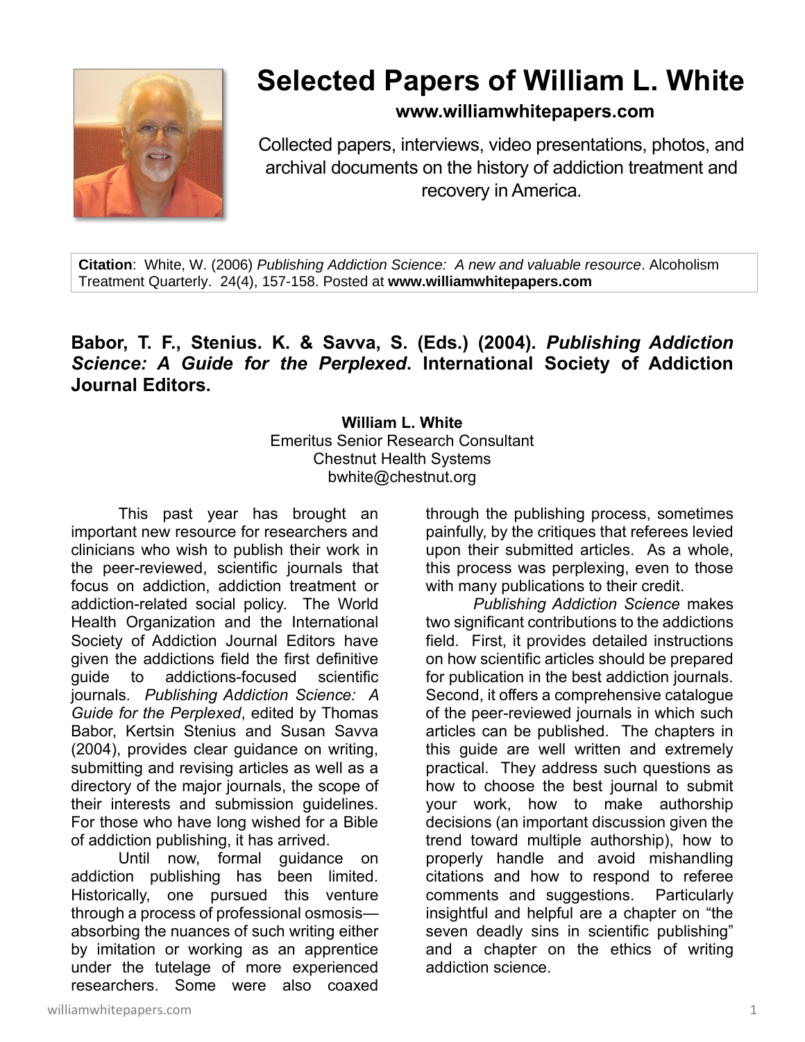# Selected Papers of William L. White

**www.williamwhitepapers.com**

Collected papers, interviews, video presentations, photos, and archival documents on the history of addiction treatment and recovery in America.

**Citation**: White, W. (2006) *Publishing Addiction Science: A new and valuable resource*. Alcoholism Treatment Quarterly. 24(4), 157-158. Posted at **www.williamwhitepapers.com**

## Babor, T. F., Stenius. K. & Savva, S. (Eds.) (2004). *Publishing Addiction Science: A Guide for the Perplexed*. International Society of Addiction Journal Editors.

**William L. White**
Emeritus Senior Research Consultant
Chestnut Health Systems
bwhite@chestnut.org

This past year has brought an important new resource for researchers and clinicians who wish to publish their work in the peer-reviewed, scientific journals that focus on addiction, addiction treatment or addiction-related social policy. The World Health Organization and the International Society of Addiction Journal Editors have given the addictions field the first definitive guide to addictions-focused scientific journals. *Publishing Addiction Science: A Guide for the Perplexed*, edited by Thomas Babor, Kertsin Stenius and Susan Savva (2004), provides clear guidance on writing, submitting and revising articles as well as a directory of the major journals, the scope of their interests and submission guidelines. For those who have long wished for a Bible of addiction publishing, it has arrived.

Until now, formal guidance on addiction publishing has been limited. Historically, one pursued this venture through a process of professional osmosis—absorbing the nuances of such writing either by imitation or working as an apprentice under the tutelage of more experienced researchers. Some were also coaxed through the publishing process, sometimes painfully, by the critiques that referees levied upon their submitted articles. As a whole, this process was perplexing, even to those with many publications to their credit.

*Publishing Addiction Science* makes two significant contributions to the addictions field. First, it provides detailed instructions on how scientific articles should be prepared for publication in the best addiction journals. Second, it offers a comprehensive catalogue of the peer-reviewed journals in which such articles can be published. The chapters in this guide are well written and extremely practical. They address such questions as how to choose the best journal to submit your work, how to make authorship decisions (an important discussion given the trend toward multiple authorship), how to properly handle and avoid mishandling citations and how to respond to referee comments and suggestions. Particularly insightful and helpful are a chapter on "the seven deadly sins in scientific publishing" and a chapter on the ethics of writing addiction science.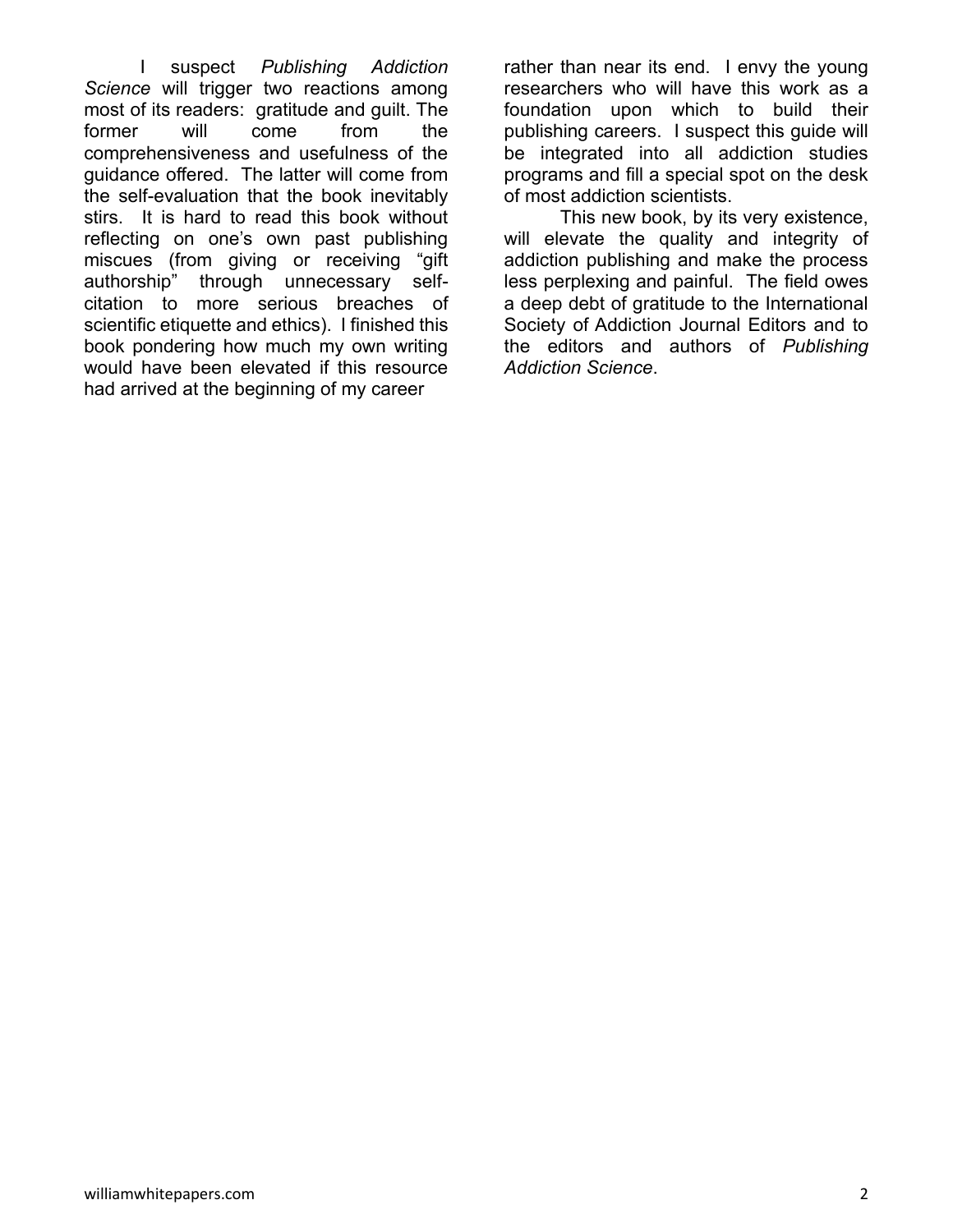I suspect *Publishing Addiction Science* will trigger two reactions among most of its readers: gratitude and guilt. The former will come from the comprehensiveness and usefulness of the guidance offered. The latter will come from the self-evaluation that the book inevitably stirs. It is hard to read this book without reflecting on one's own past publishing miscues (from giving or receiving "gift authorship" through unnecessary self-citation to more serious breaches of scientific etiquette and ethics). I finished this book pondering how much my own writing would have been elevated if this resource had arrived at the beginning of my career rather than near its end. I envy the young researchers who will have this work as a foundation upon which to build their publishing careers. I suspect this guide will be integrated into all addiction studies programs and fill a special spot on the desk of most addiction scientists.

This new book, by its very existence, will elevate the quality and integrity of addiction publishing and make the process less perplexing and painful. The field owes a deep debt of gratitude to the International Society of Addiction Journal Editors and to the editors and authors of *Publishing Addiction Science*.